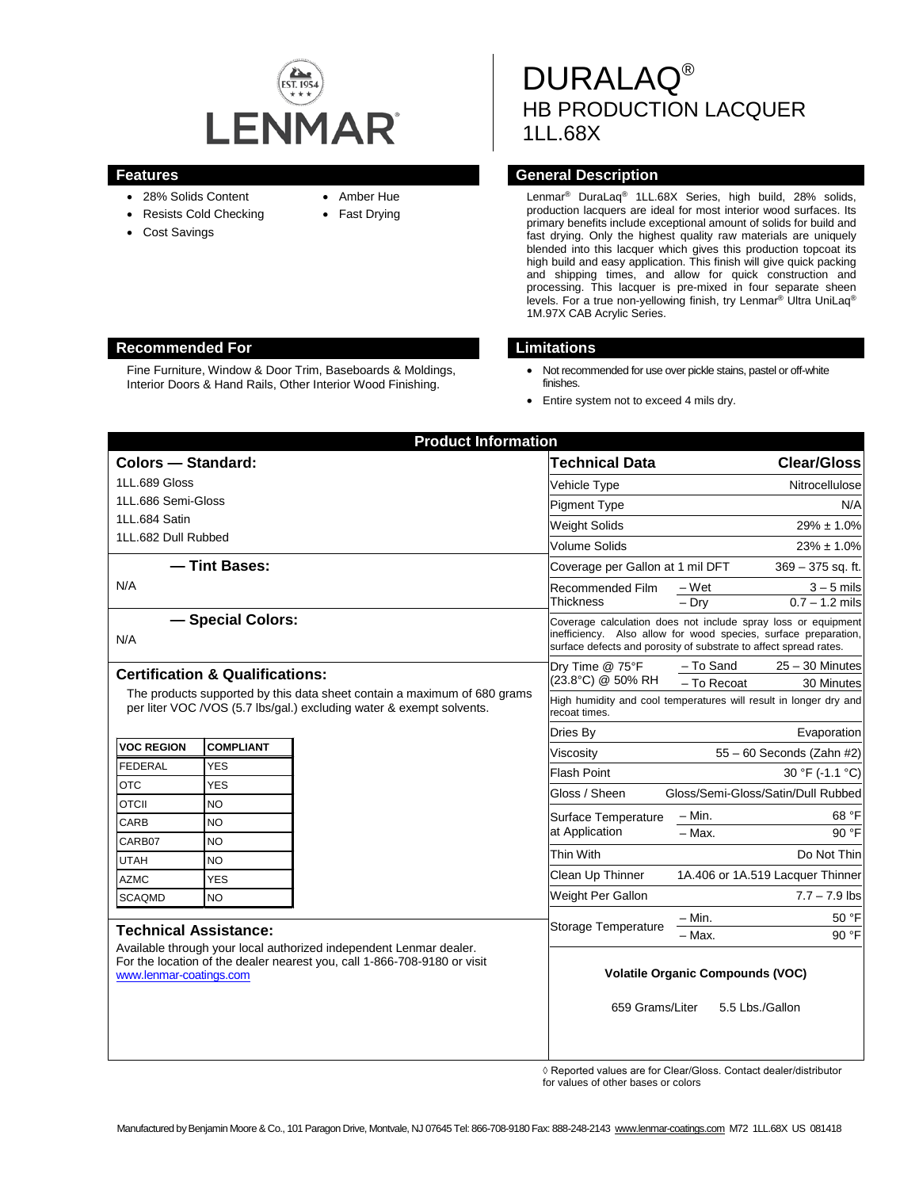LENMAR

# DURALAQ®
## HB PRODUCTION LACQUER
## 1LL.68X

## Features

- 28% Solids Content
- Resists Cold Checking
- Cost Savings
- Amber Hue
- Fast Drying

## General Description

Lenmar® Duralaq® 1LL.68X Series, high build, 28% solids, production lacquers are ideal for most interior wood surfaces. Its primary benefits include exceptional amount of solids for build and fast drying. Only the highest quality raw materials are uniquely blended into this lacquer which gives this production topcoat its high build and easy application. This finish will give quick packing and shipping times, and allow for quick construction and processing. This lacquer is pre-mixed in four separate sheen levels. For a true non-yellowing finish, try Lenmar® Ultra UniLaq® 1M.97X CAB Acrylic Series.

## Recommended For

Fine Furniture, Window & Door Trim, Baseboards & Moldings, Interior Doors & Hand Rails, Other Interior Wood Finishing.

## Limitations

- Not recommended for use over pickle stains, pastel or off-white finishes.
- Entire system not to exceed 4 mils dry.

## Product Information

### Colors — Standard:

1LL.689 Gloss
1LL.686 Semi-Gloss
1LL.684 Satin
1LL.682 Dull Rubbed

### — Tint Bases:

N/A

### — Special Colors:

N/A

### Certification & Qualifications:

The products supported by this data sheet contain a maximum of 680 grams per liter VOC /VOS (5.7 lbs/gal.) excluding water & exempt solvents.

| VOC REGION | COMPLIANT |
|---|---|
| FEDERAL | YES |
| OTC | YES |
| OTCII | NO |
| CARB | NO |
| CARB07 | NO |
| UTAH | NO |
| AZMC | YES |
| SCAQMD | NO |

### Technical Assistance:

Available through your local authorized independent Lenmar dealer. For the location of the dealer nearest you, call 1-866-708-9180 or visit www.lenmar-coatings.com

| Technical Data | | Clear/Gloss |
|---|---|---|
| Vehicle Type | | Nitrocellulose |
| Pigment Type | | N/A |
| Weight Solids | | 29% ± 1.0% |
| Volume Solids | | 23% ± 1.0% |
| Coverage per Gallon at 1 mil DFT | | 369 – 375 sq. ft. |
| Recommended Film Thickness | – Wet | 3 – 5 mils |
| | – Dry | 0.7 – 1.2 mils |
| Coverage calculation does not include spray loss or equipment inefficiency. Also allow for wood species, surface preparation, surface defects and porosity of substrate to affect spread rates. | | |
| Dry Time @ 75°F (23.8°C) @ 50% RH | – To Sand | 25 – 30 Minutes |
| | – To Recoat | 30 Minutes |
| High humidity and cool temperatures will result in longer dry and recoat times. | | |
| Dries By | | Evaporation |
| Viscosity | | 55 – 60 Seconds (Zahn #2) |
| Flash Point | | 30 °F (-1.1 °C) |
| Gloss / Sheen | | Gloss/Semi-Gloss/Satin/Dull Rubbed |
| Surface Temperature at Application | – Min. | 68 °F |
| | – Max. | 90 °F |
| Thin With | | Do Not Thin |
| Clean Up Thinner | | 1A.406 or 1A.519 Lacquer Thinner |
| Weight Per Gallon | | 7.7 – 7.9 lbs |
| Storage Temperature | – Min. | 50 °F |
| | – Max. | 90 °F |

**Volatile Organic Compounds (VOC)**

659 Grams/Liter 5.5 Lbs./Gallon

◊ Reported values are for Clear/Gloss. Contact dealer/distributor for values of other bases or colors

Manufactured by Benjamin Moore & Co., 101 Paragon Drive, Montvale, NJ 07645 Tel: 866-708-9180 Fax: 888-248-2143 www.lenmar-coatings.com M72 1LL.68X US 081418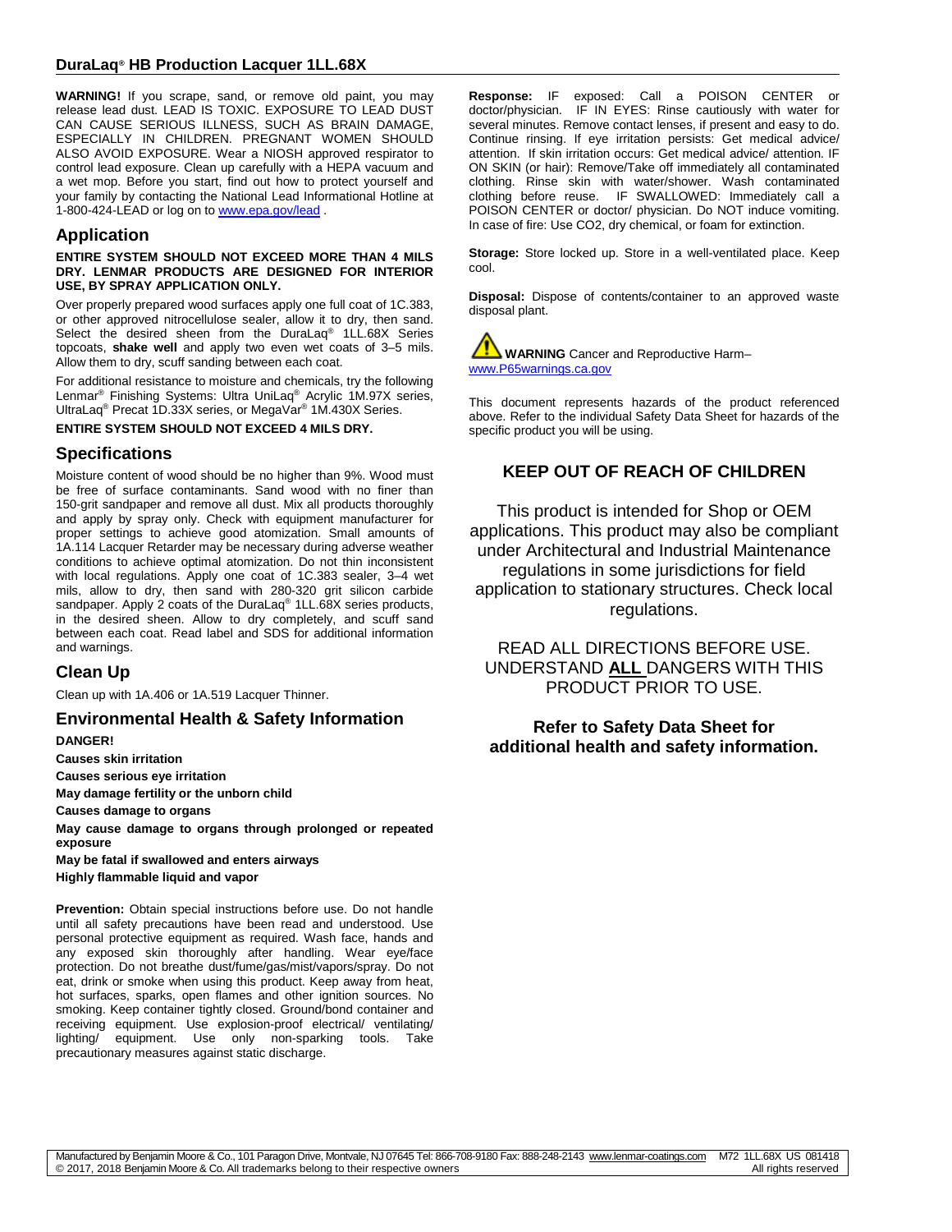# DuraLaq® HB Production Lacquer 1LL.68X

**WARNING!** If you scrape, sand, or remove old paint, you may release lead dust. LEAD IS TOXIC. EXPOSURE TO LEAD DUST CAN CAUSE SERIOUS ILLNESS, SUCH AS BRAIN DAMAGE, ESPECIALLY IN CHILDREN. PREGNANT WOMEN SHOULD ALSO AVOID EXPOSURE. Wear a NIOSH approved respirator to control lead exposure. Clean up carefully with a HEPA vacuum and a wet mop. Before you start, find out how to protect yourself and your family by contacting the National Lead Informational Hotline at 1-800-424-LEAD or log on to www.epa.gov/lead .

## Application

**ENTIRE SYSTEM SHOULD NOT EXCEED MORE THAN 4 MILS DRY. LENMAR PRODUCTS ARE DESIGNED FOR INTERIOR USE, BY SPRAY APPLICATION ONLY.**

Over properly prepared wood surfaces apply one full coat of 1C.383, or other approved nitrocellulose sealer, allow it to dry, then sand. Select the desired sheen from the DuraLaq® 1LL.68X Series topcoats, **shake well** and apply two even wet coats of 3–5 mils. Allow them to dry, scuff sanding between each coat.

For additional resistance to moisture and chemicals, try the following Lenmar® Finishing Systems: Ultra UniLaq® Acrylic 1M.97X series, UltraLaq® Precat 1D.33X series, or MegaVar® 1M.430X Series.

**ENTIRE SYSTEM SHOULD NOT EXCEED 4 MILS DRY.**

## Specifications

Moisture content of wood should be no higher than 9%. Wood must be free of surface contaminants. Sand wood with no finer than 150-grit sandpaper and remove all dust. Mix all products thoroughly and apply by spray only. Check with equipment manufacturer for proper settings to achieve good atomization. Small amounts of 1A.114 Lacquer Retarder may be necessary during adverse weather conditions to achieve optimal atomization. Do not thin inconsistent with local regulations. Apply one coat of 1C.383 sealer, 3–4 wet mils, allow to dry, then sand with 280-320 grit silicon carbide sandpaper. Apply 2 coats of the DuraLaq® 1LL.68X series products, in the desired sheen. Allow to dry completely, and scuff sand between each coat. Read label and SDS for additional information and warnings.

## Clean Up

Clean up with 1A.406 or 1A.519 Lacquer Thinner.

## Environmental Health & Safety Information

**DANGER!**

**Causes skin irritation**

**Causes serious eye irritation**

**May damage fertility or the unborn child**

**Causes damage to organs**

**May cause damage to organs through prolonged or repeated exposure**

**May be fatal if swallowed and enters airways**

**Highly flammable liquid and vapor**

**Prevention:** Obtain special instructions before use. Do not handle until all safety precautions have been read and understood. Use personal protective equipment as required. Wash face, hands and any exposed skin thoroughly after handling. Wear eye/face protection. Do not breathe dust/fume/gas/mist/vapors/spray. Do not eat, drink or smoke when using this product. Keep away from heat, hot surfaces, sparks, open flames and other ignition sources. No smoking. Keep container tightly closed. Ground/bond container and receiving equipment. Use explosion-proof electrical/ ventilating/ lighting/ equipment. Use only non-sparking tools. Take precautionary measures against static discharge.

**Response:** IF exposed: Call a POISON CENTER or doctor/physician. IF IN EYES: Rinse cautiously with water for several minutes. Remove contact lenses, if present and easy to do. Continue rinsing. If eye irritation persists: Get medical advice/ attention. If skin irritation occurs: Get medical advice/ attention. IF ON SKIN (or hair): Remove/Take off immediately all contaminated clothing. Rinse skin with water/shower. Wash contaminated clothing before reuse. IF SWALLOWED: Immediately call a POISON CENTER or doctor/ physician. Do NOT induce vomiting. In case of fire: Use CO2, dry chemical, or foam for extinction.

**Storage:** Store locked up. Store in a well-ventilated place. Keep cool.

**Disposal:** Dispose of contents/container to an approved waste disposal plant.

**WARNING** Cancer and Reproductive Harm– www.P65warnings.ca.gov

This document represents hazards of the product referenced above. Refer to the individual Safety Data Sheet for hazards of the specific product you will be using.

**KEEP OUT OF REACH OF CHILDREN**

This product is intended for Shop or OEM applications. This product may also be compliant under Architectural and Industrial Maintenance regulations in some jurisdictions for field application to stationary structures. Check local regulations.

READ ALL DIRECTIONS BEFORE USE. UNDERSTAND **ALL** DANGERS WITH THIS PRODUCT PRIOR TO USE.

**Refer to Safety Data Sheet for additional health and safety information.**

Manufactured by Benjamin Moore & Co., 101 Paragon Drive, Montvale, NJ 07645 Tel: 866-708-9180 Fax: 888-248-2143 www.lenmar-coatings.com M72 1LL.68X US 081418
© 2017, 2018 Benjamin Moore & Co. All trademarks belong to their respective owners All rights reserved